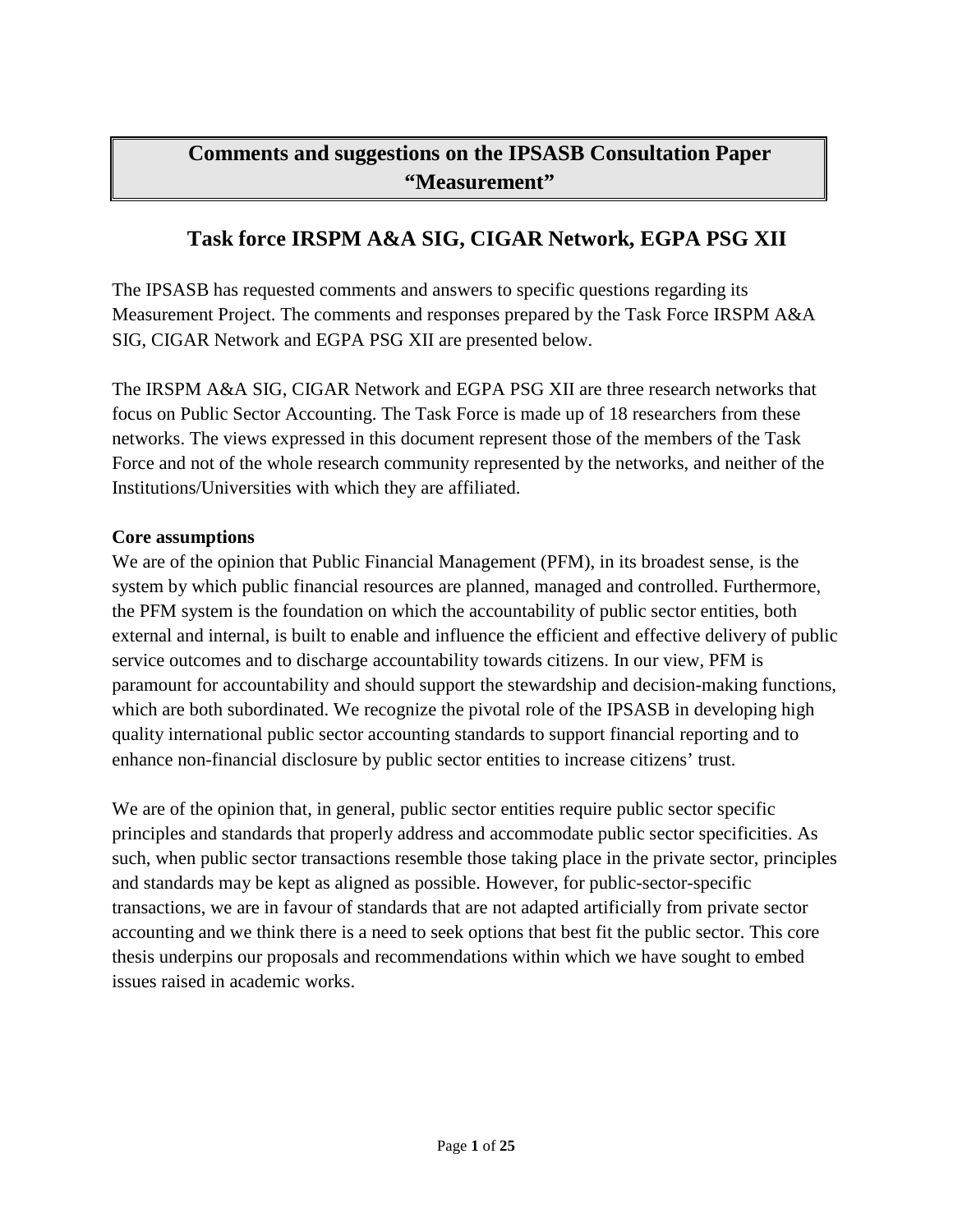# Comments and suggestions on the IPSASB Consultation Paper "Measurement"

## Task force IRSPM A&A SIG, CIGAR Network, EGPA PSG XII

The IPSASB has requested comments and answers to specific questions regarding its Measurement Project. The comments and responses prepared by the Task Force IRSPM A&A SIG, CIGAR Network and EGPA PSG XII are presented below.

The IRSPM A&A SIG, CIGAR Network and EGPA PSG XII are three research networks that focus on Public Sector Accounting. The Task Force is made up of 18 researchers from these networks. The views expressed in this document represent those of the members of the Task Force and not of the whole research community represented by the networks, and neither of the Institutions/Universities with which they are affiliated.

**Core assumptions**

We are of the opinion that Public Financial Management (PFM), in its broadest sense, is the system by which public financial resources are planned, managed and controlled. Furthermore, the PFM system is the foundation on which the accountability of public sector entities, both external and internal, is built to enable and influence the efficient and effective delivery of public service outcomes and to discharge accountability towards citizens. In our view, PFM is paramount for accountability and should support the stewardship and decision-making functions, which are both subordinated. We recognize the pivotal role of the IPSASB in developing high quality international public sector accounting standards to support financial reporting and to enhance non-financial disclosure by public sector entities to increase citizens' trust.

We are of the opinion that, in general, public sector entities require public sector specific principles and standards that properly address and accommodate public sector specificities. As such, when public sector transactions resemble those taking place in the private sector, principles and standards may be kept as aligned as possible. However, for public-sector-specific transactions, we are in favour of standards that are not adapted artificially from private sector accounting and we think there is a need to seek options that best fit the public sector. This core thesis underpins our proposals and recommendations within which we have sought to embed issues raised in academic works.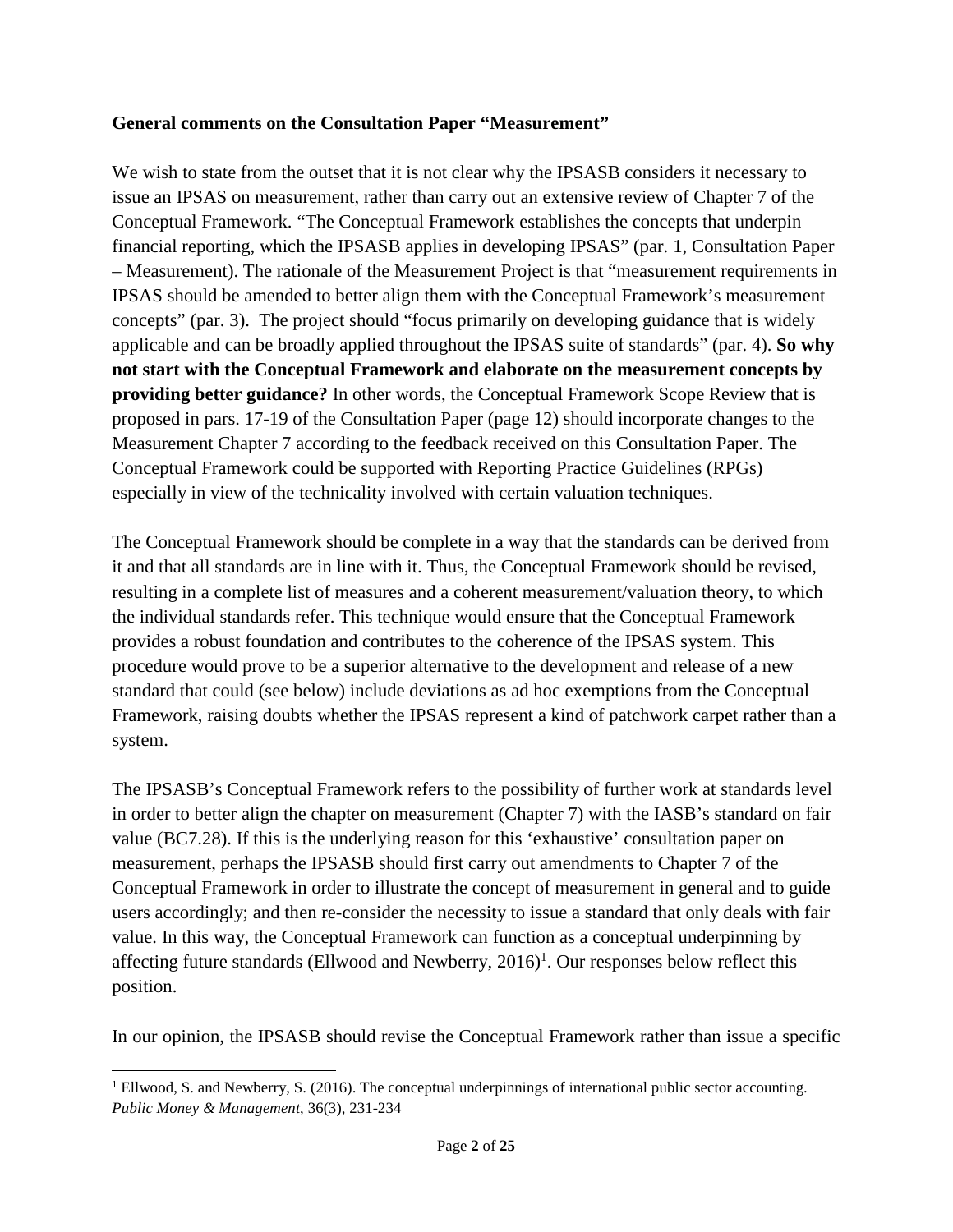**General comments on the Consultation Paper "Measurement"**

We wish to state from the outset that it is not clear why the IPSASB considers it necessary to issue an IPSAS on measurement, rather than carry out an extensive review of Chapter 7 of the Conceptual Framework. "The Conceptual Framework establishes the concepts that underpin financial reporting, which the IPSASB applies in developing IPSAS" (par. 1, Consultation Paper – Measurement). The rationale of the Measurement Project is that "measurement requirements in IPSAS should be amended to better align them with the Conceptual Framework's measurement concepts" (par. 3). The project should "focus primarily on developing guidance that is widely applicable and can be broadly applied throughout the IPSAS suite of standards" (par. 4). **So why not start with the Conceptual Framework and elaborate on the measurement concepts by providing better guidance?** In other words, the Conceptual Framework Scope Review that is proposed in pars. 17-19 of the Consultation Paper (page 12) should incorporate changes to the Measurement Chapter 7 according to the feedback received on this Consultation Paper. The Conceptual Framework could be supported with Reporting Practice Guidelines (RPGs) especially in view of the technicality involved with certain valuation techniques.

The Conceptual Framework should be complete in a way that the standards can be derived from it and that all standards are in line with it. Thus, the Conceptual Framework should be revised, resulting in a complete list of measures and a coherent measurement/valuation theory, to which the individual standards refer. This technique would ensure that the Conceptual Framework provides a robust foundation and contributes to the coherence of the IPSAS system. This procedure would prove to be a superior alternative to the development and release of a new standard that could (see below) include deviations as ad hoc exemptions from the Conceptual Framework, raising doubts whether the IPSAS represent a kind of patchwork carpet rather than a system.

The IPSASB's Conceptual Framework refers to the possibility of further work at standards level in order to better align the chapter on measurement (Chapter 7) with the IASB's standard on fair value (BC7.28). If this is the underlying reason for this 'exhaustive' consultation paper on measurement, perhaps the IPSASB should first carry out amendments to Chapter 7 of the Conceptual Framework in order to illustrate the concept of measurement in general and to guide users accordingly; and then re-consider the necessity to issue a standard that only deals with fair value. In this way, the Conceptual Framework can function as a conceptual underpinning by affecting future standards (Ellwood and Newberry, 2016)[1]. Our responses below reflect this position.

In our opinion, the IPSASB should revise the Conceptual Framework rather than issue a specific

[1] Ellwood, S. and Newberry, S. (2016). The conceptual underpinnings of international public sector accounting. *Public Money & Management*, 36(3), 231-234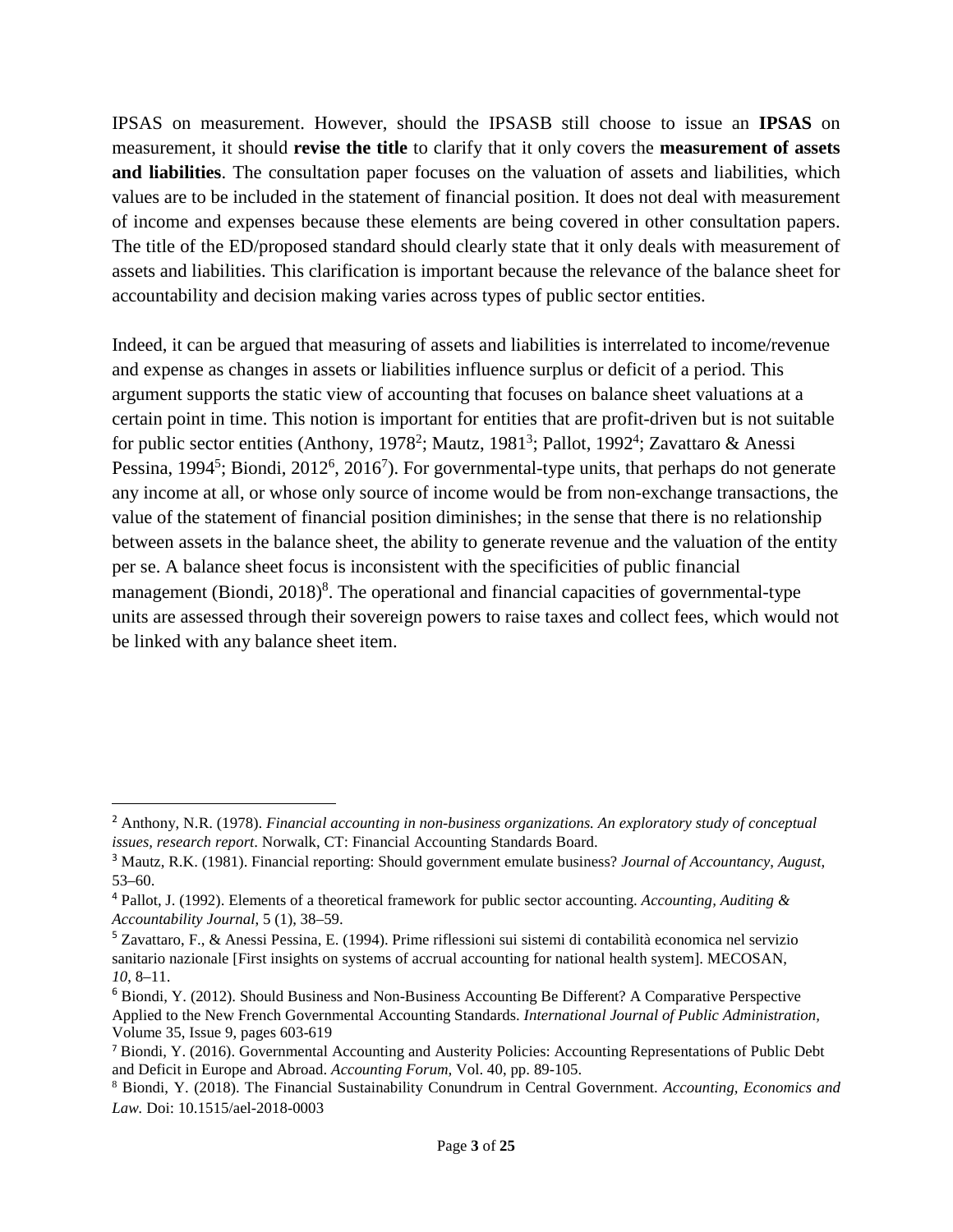IPSAS on measurement. However, should the IPSASB still choose to issue an **IPSAS** on measurement, it should **revise the title** to clarify that it only covers the **measurement of assets and liabilities**. The consultation paper focuses on the valuation of assets and liabilities, which values are to be included in the statement of financial position. It does not deal with measurement of income and expenses because these elements are being covered in other consultation papers. The title of the ED/proposed standard should clearly state that it only deals with measurement of assets and liabilities. This clarification is important because the relevance of the balance sheet for accountability and decision making varies across types of public sector entities.

Indeed, it can be argued that measuring of assets and liabilities is interrelated to income/revenue and expense as changes in assets or liabilities influence surplus or deficit of a period. This argument supports the static view of accounting that focuses on balance sheet valuations at a certain point in time. This notion is important for entities that are profit-driven but is not suitable for public sector entities (Anthony, 1978[2]; Mautz, 1981[3]; Pallot, 1992[4]; Zavattaro & Anessi Pessina, 1994[5]; Biondi, 2012[6], 2016[7]). For governmental-type units, that perhaps do not generate any income at all, or whose only source of income would be from non-exchange transactions, the value of the statement of financial position diminishes; in the sense that there is no relationship between assets in the balance sheet, the ability to generate revenue and the valuation of the entity per se. A balance sheet focus is inconsistent with the specificities of public financial management (Biondi, 2018)[8]. The operational and financial capacities of governmental-type units are assessed through their sovereign powers to raise taxes and collect fees, which would not be linked with any balance sheet item.

---

[2] Anthony, N.R. (1978). *Financial accounting in non-business organizations. An exploratory study of conceptual issues, research report*. Norwalk, CT: Financial Accounting Standards Board.

[3] Mautz, R.K. (1981). Financial reporting: Should government emulate business? *Journal of Accountancy, August*, 53–60.

[4] Pallot, J. (1992). Elements of a theoretical framework for public sector accounting. *Accounting, Auditing & Accountability Journal*, 5 (1), 38–59.

[5] Zavattaro, F., & Anessi Pessina, E. (1994). Prime riflessioni sui sistemi di contabilità economica nel servizio sanitario nazionale [First insights on systems of accrual accounting for national health system]. MECOSAN, *10*, 8–11.

[6] Biondi, Y. (2012). Should Business and Non-Business Accounting Be Different? A Comparative Perspective Applied to the New French Governmental Accounting Standards. *International Journal of Public Administration,* Volume 35, Issue 9, pages 603-619

[7] Biondi, Y. (2016). Governmental Accounting and Austerity Policies: Accounting Representations of Public Debt and Deficit in Europe and Abroad. *Accounting Forum,* Vol. 40, pp. 89-105.

[8] Biondi, Y. (2018). The Financial Sustainability Conundrum in Central Government. *Accounting, Economics and Law.* Doi: 10.1515/ael-2018-0003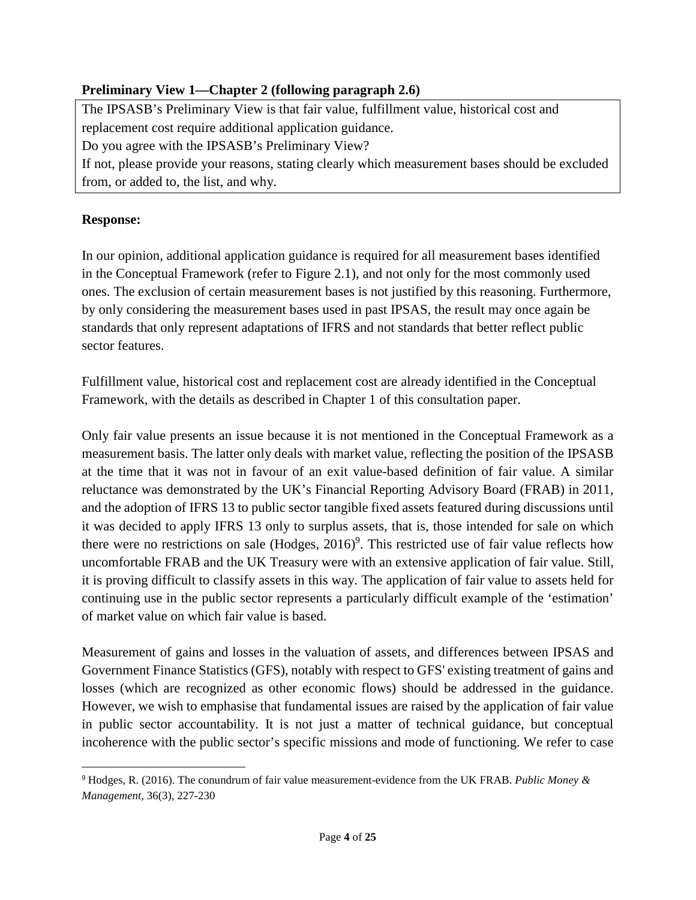**Preliminary View 1—Chapter 2 (following paragraph 2.6)**

The IPSASB's Preliminary View is that fair value, fulfillment value, historical cost and replacement cost require additional application guidance.

Do you agree with the IPSASB's Preliminary View?

If not, please provide your reasons, stating clearly which measurement bases should be excluded from, or added to, the list, and why.

**Response:**

In our opinion, additional application guidance is required for all measurement bases identified in the Conceptual Framework (refer to Figure 2.1), and not only for the most commonly used ones. The exclusion of certain measurement bases is not justified by this reasoning. Furthermore, by only considering the measurement bases used in past IPSAS, the result may once again be standards that only represent adaptations of IFRS and not standards that better reflect public sector features.

Fulfillment value, historical cost and replacement cost are already identified in the Conceptual Framework, with the details as described in Chapter 1 of this consultation paper.

Only fair value presents an issue because it is not mentioned in the Conceptual Framework as a measurement basis. The latter only deals with market value, reflecting the position of the IPSASB at the time that it was not in favour of an exit value-based definition of fair value. A similar reluctance was demonstrated by the UK's Financial Reporting Advisory Board (FRAB) in 2011, and the adoption of IFRS 13 to public sector tangible fixed assets featured during discussions until it was decided to apply IFRS 13 only to surplus assets, that is, those intended for sale on which there were no restrictions on sale (Hodges, 2016)[9]. This restricted use of fair value reflects how uncomfortable FRAB and the UK Treasury were with an extensive application of fair value. Still, it is proving difficult to classify assets in this way. The application of fair value to assets held for continuing use in the public sector represents a particularly difficult example of the 'estimation' of market value on which fair value is based.

Measurement of gains and losses in the valuation of assets, and differences between IPSAS and Government Finance Statistics (GFS), notably with respect to GFS' existing treatment of gains and losses (which are recognized as other economic flows) should be addressed in the guidance. However, we wish to emphasise that fundamental issues are raised by the application of fair value in public sector accountability. It is not just a matter of technical guidance, but conceptual incoherence with the public sector's specific missions and mode of functioning. We refer to case

[9] Hodges, R. (2016). The conundrum of fair value measurement-evidence from the UK FRAB. *Public Money & Management*, 36(3), 227-230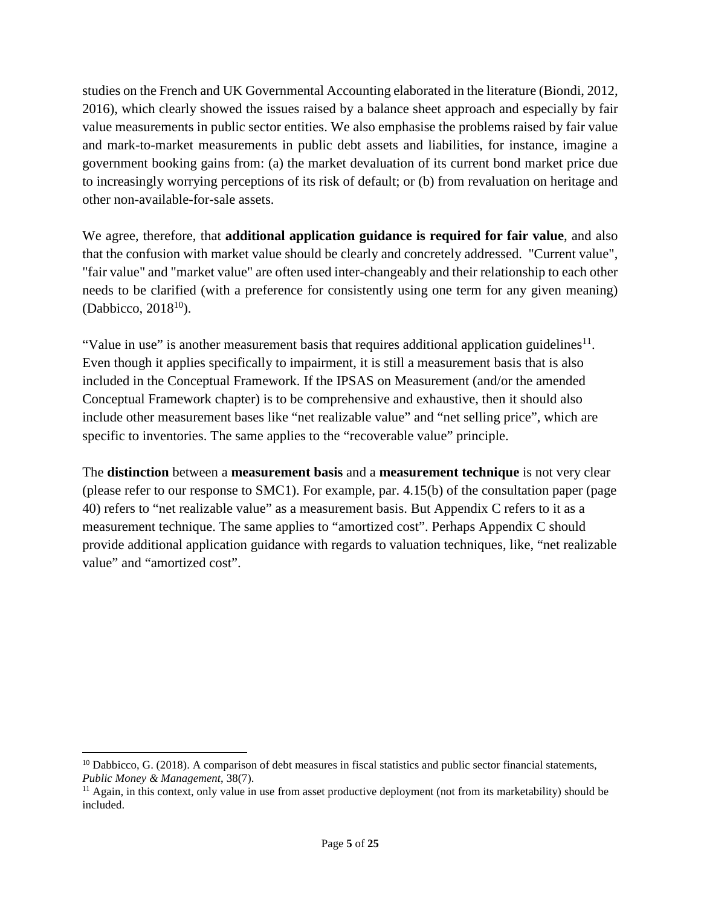studies on the French and UK Governmental Accounting elaborated in the literature (Biondi, 2012, 2016), which clearly showed the issues raised by a balance sheet approach and especially by fair value measurements in public sector entities. We also emphasise the problems raised by fair value and mark-to-market measurements in public debt assets and liabilities, for instance, imagine a government booking gains from: (a) the market devaluation of its current bond market price due to increasingly worrying perceptions of its risk of default; or (b) from revaluation on heritage and other non-available-for-sale assets.

We agree, therefore, that **additional application guidance is required for fair value**, and also that the confusion with market value should be clearly and concretely addressed. "Current value", "fair value" and "market value" are often used inter-changeably and their relationship to each other needs to be clarified (with a preference for consistently using one term for any given meaning) (Dabbicco, 2018[10]).

"Value in use" is another measurement basis that requires additional application guidelines[11]. Even though it applies specifically to impairment, it is still a measurement basis that is also included in the Conceptual Framework. If the IPSAS on Measurement (and/or the amended Conceptual Framework chapter) is to be comprehensive and exhaustive, then it should also include other measurement bases like "net realizable value" and "net selling price", which are specific to inventories. The same applies to the "recoverable value" principle.

The **distinction** between a **measurement basis** and a **measurement technique** is not very clear (please refer to our response to SMC1). For example, par. 4.15(b) of the consultation paper (page 40) refers to "net realizable value" as a measurement basis. But Appendix C refers to it as a measurement technique. The same applies to "amortized cost". Perhaps Appendix C should provide additional application guidance with regards to valuation techniques, like, "net realizable value" and "amortized cost".

---

[10] Dabbicco, G. (2018). A comparison of debt measures in fiscal statistics and public sector financial statements, *Public Money & Management*, 38(7).

[11] Again, in this context, only value in use from asset productive deployment (not from its marketability) should be included.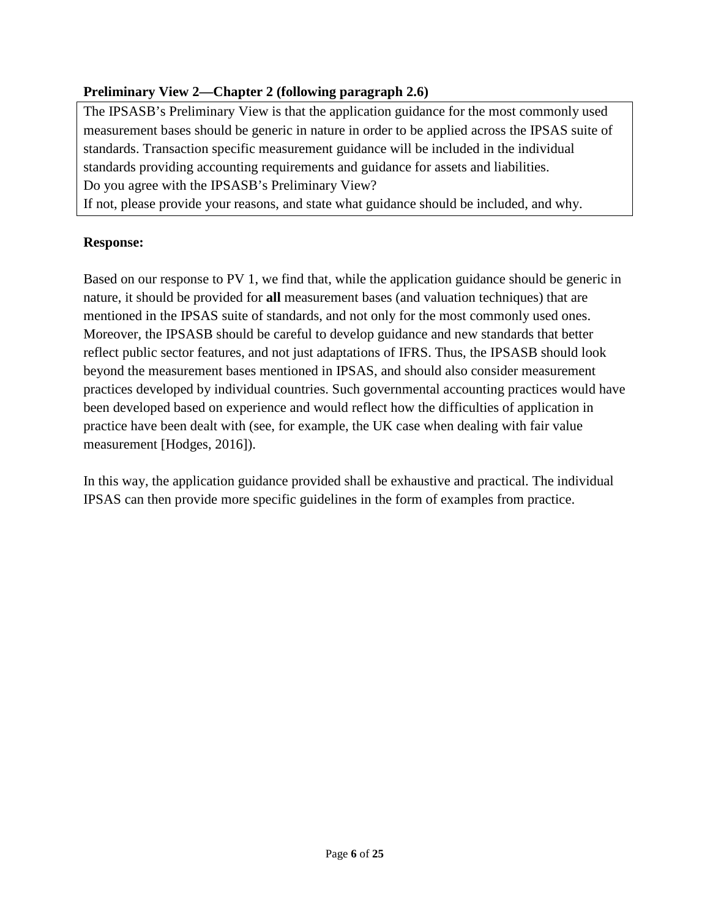**Preliminary View 2—Chapter 2 (following paragraph 2.6)**

The IPSASB's Preliminary View is that the application guidance for the most commonly used measurement bases should be generic in nature in order to be applied across the IPSAS suite of standards. Transaction specific measurement guidance will be included in the individual standards providing accounting requirements and guidance for assets and liabilities.
Do you agree with the IPSASB's Preliminary View?
If not, please provide your reasons, and state what guidance should be included, and why.

**Response:**

Based on our response to PV 1, we find that, while the application guidance should be generic in nature, it should be provided for **all** measurement bases (and valuation techniques) that are mentioned in the IPSAS suite of standards, and not only for the most commonly used ones. Moreover, the IPSASB should be careful to develop guidance and new standards that better reflect public sector features, and not just adaptations of IFRS. Thus, the IPSASB should look beyond the measurement bases mentioned in IPSAS, and should also consider measurement practices developed by individual countries. Such governmental accounting practices would have been developed based on experience and would reflect how the difficulties of application in practice have been dealt with (see, for example, the UK case when dealing with fair value measurement [Hodges, 2016]).

In this way, the application guidance provided shall be exhaustive and practical. The individual IPSAS can then provide more specific guidelines in the form of examples from practice.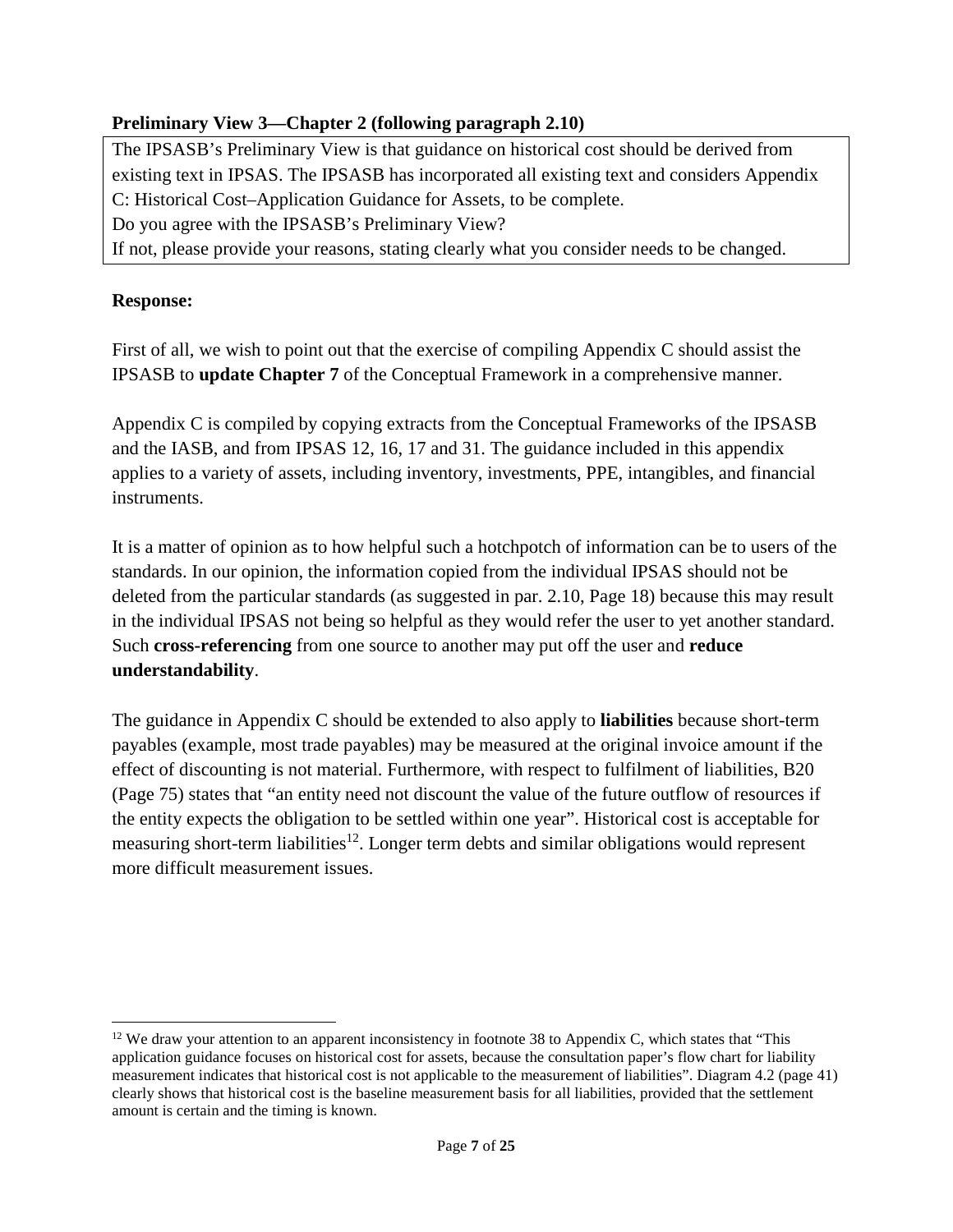**Preliminary View 3—Chapter 2 (following paragraph 2.10)**

> The IPSASB's Preliminary View is that guidance on historical cost should be derived from existing text in IPSAS. The IPSASB has incorporated all existing text and considers Appendix C: Historical Cost–Application Guidance for Assets, to be complete.
> Do you agree with the IPSASB's Preliminary View?
> If not, please provide your reasons, stating clearly what you consider needs to be changed.

**Response:**

First of all, we wish to point out that the exercise of compiling Appendix C should assist the IPSASB to **update Chapter 7** of the Conceptual Framework in a comprehensive manner.

Appendix C is compiled by copying extracts from the Conceptual Frameworks of the IPSASB and the IASB, and from IPSAS 12, 16, 17 and 31. The guidance included in this appendix applies to a variety of assets, including inventory, investments, PPE, intangibles, and financial instruments.

It is a matter of opinion as to how helpful such a hotchpotch of information can be to users of the standards. In our opinion, the information copied from the individual IPSAS should not be deleted from the particular standards (as suggested in par. 2.10, Page 18) because this may result in the individual IPSAS not being so helpful as they would refer the user to yet another standard. Such **cross-referencing** from one source to another may put off the user and **reduce understandability**.

The guidance in Appendix C should be extended to also apply to **liabilities** because short-term payables (example, most trade payables) may be measured at the original invoice amount if the effect of discounting is not material. Furthermore, with respect to fulfilment of liabilities, B20 (Page 75) states that "an entity need not discount the value of the future outflow of resources if the entity expects the obligation to be settled within one year". Historical cost is acceptable for measuring short-term liabilities[12]. Longer term debts and similar obligations would represent more difficult measurement issues.

---

[12] We draw your attention to an apparent inconsistency in footnote 38 to Appendix C, which states that "This application guidance focuses on historical cost for assets, because the consultation paper's flow chart for liability measurement indicates that historical cost is not applicable to the measurement of liabilities". Diagram 4.2 (page 41) clearly shows that historical cost is the baseline measurement basis for all liabilities, provided that the settlement amount is certain and the timing is known.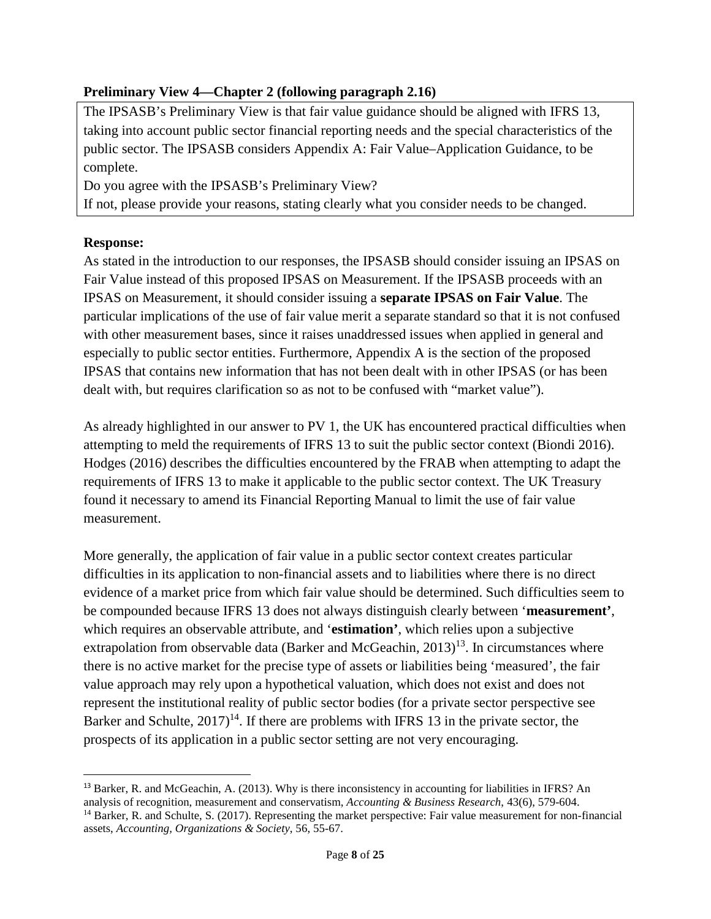**Preliminary View 4—Chapter 2 (following paragraph 2.16)**

> The IPSASB's Preliminary View is that fair value guidance should be aligned with IFRS 13, taking into account public sector financial reporting needs and the special characteristics of the public sector. The IPSASB considers Appendix A: Fair Value–Application Guidance, to be complete.
> Do you agree with the IPSASB's Preliminary View?
> If not, please provide your reasons, stating clearly what you consider needs to be changed.

**Response:**

As stated in the introduction to our responses, the IPSASB should consider issuing an IPSAS on Fair Value instead of this proposed IPSAS on Measurement. If the IPSASB proceeds with an IPSAS on Measurement, it should consider issuing a **separate IPSAS on Fair Value**. The particular implications of the use of fair value merit a separate standard so that it is not confused with other measurement bases, since it raises unaddressed issues when applied in general and especially to public sector entities. Furthermore, Appendix A is the section of the proposed IPSAS that contains new information that has not been dealt with in other IPSAS (or has been dealt with, but requires clarification so as not to be confused with "market value").

As already highlighted in our answer to PV 1, the UK has encountered practical difficulties when attempting to meld the requirements of IFRS 13 to suit the public sector context (Biondi 2016). Hodges (2016) describes the difficulties encountered by the FRAB when attempting to adapt the requirements of IFRS 13 to make it applicable to the public sector context. The UK Treasury found it necessary to amend its Financial Reporting Manual to limit the use of fair value measurement.

More generally, the application of fair value in a public sector context creates particular difficulties in its application to non-financial assets and to liabilities where there is no direct evidence of a market price from which fair value should be determined. Such difficulties seem to be compounded because IFRS 13 does not always distinguish clearly between '**measurement'**, which requires an observable attribute, and '**estimation'**, which relies upon a subjective extrapolation from observable data (Barker and McGeachin, 2013)[13]. In circumstances where there is no active market for the precise type of assets or liabilities being 'measured', the fair value approach may rely upon a hypothetical valuation, which does not exist and does not represent the institutional reality of public sector bodies (for a private sector perspective see Barker and Schulte, 2017)[14]. If there are problems with IFRS 13 in the private sector, the prospects of its application in a public sector setting are not very encouraging.

---

[13] Barker, R. and McGeachin, A. (2013). Why is there inconsistency in accounting for liabilities in IFRS? An analysis of recognition, measurement and conservatism, *Accounting & Business Research*, 43(6), 579-604.

[14] Barker, R. and Schulte, S. (2017). Representing the market perspective: Fair value measurement for non-financial assets, *Accounting, Organizations & Society*, 56, 55-67.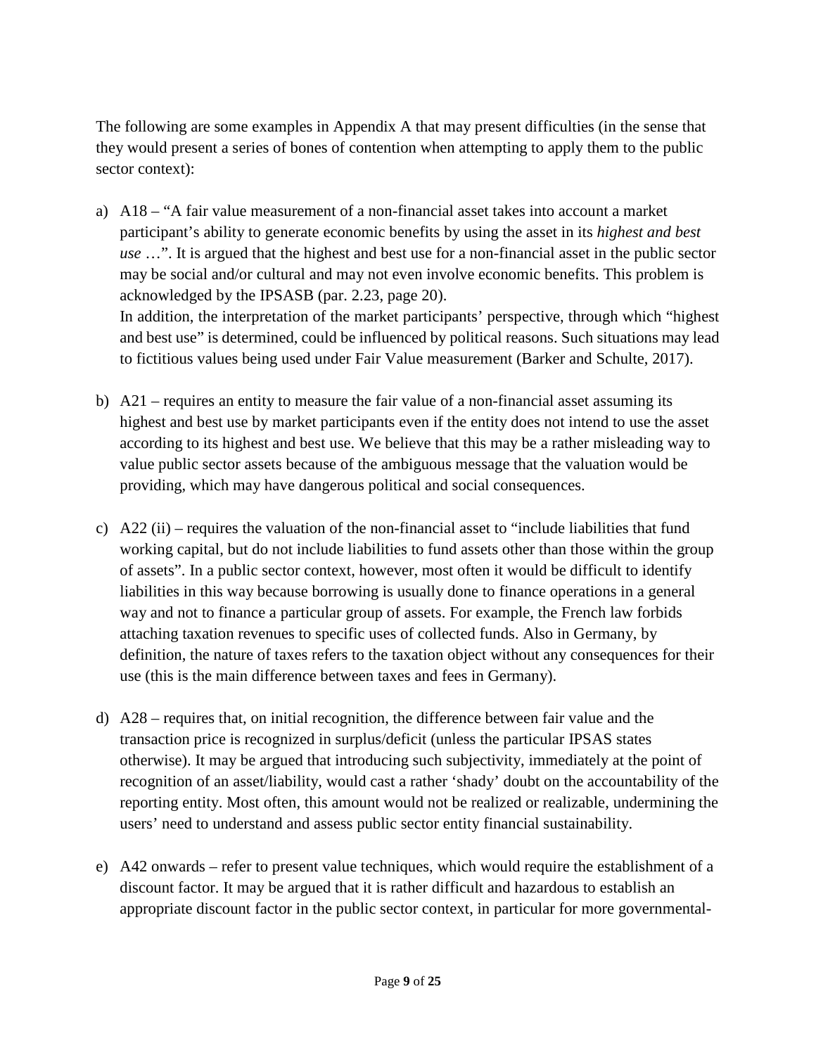The following are some examples in Appendix A that may present difficulties (in the sense that they would present a series of bones of contention when attempting to apply them to the public sector context):

a) A18 – "A fair value measurement of a non-financial asset takes into account a market participant's ability to generate economic benefits by using the asset in its *highest and best use* …". It is argued that the highest and best use for a non-financial asset in the public sector may be social and/or cultural and may not even involve economic benefits. This problem is acknowledged by the IPSASB (par. 2.23, page 20).
   In addition, the interpretation of the market participants' perspective, through which "highest and best use" is determined, could be influenced by political reasons. Such situations may lead to fictitious values being used under Fair Value measurement (Barker and Schulte, 2017).

b) A21 – requires an entity to measure the fair value of a non-financial asset assuming its highest and best use by market participants even if the entity does not intend to use the asset according to its highest and best use. We believe that this may be a rather misleading way to value public sector assets because of the ambiguous message that the valuation would be providing, which may have dangerous political and social consequences.

c) A22 (ii) – requires the valuation of the non-financial asset to "include liabilities that fund working capital, but do not include liabilities to fund assets other than those within the group of assets". In a public sector context, however, most often it would be difficult to identify liabilities in this way because borrowing is usually done to finance operations in a general way and not to finance a particular group of assets. For example, the French law forbids attaching taxation revenues to specific uses of collected funds. Also in Germany, by definition, the nature of taxes refers to the taxation object without any consequences for their use (this is the main difference between taxes and fees in Germany).

d) A28 – requires that, on initial recognition, the difference between fair value and the transaction price is recognized in surplus/deficit (unless the particular IPSAS states otherwise). It may be argued that introducing such subjectivity, immediately at the point of recognition of an asset/liability, would cast a rather 'shady' doubt on the accountability of the reporting entity. Most often, this amount would not be realized or realizable, undermining the users' need to understand and assess public sector entity financial sustainability.

e) A42 onwards – refer to present value techniques, which would require the establishment of a discount factor. It may be argued that it is rather difficult and hazardous to establish an appropriate discount factor in the public sector context, in particular for more governmental-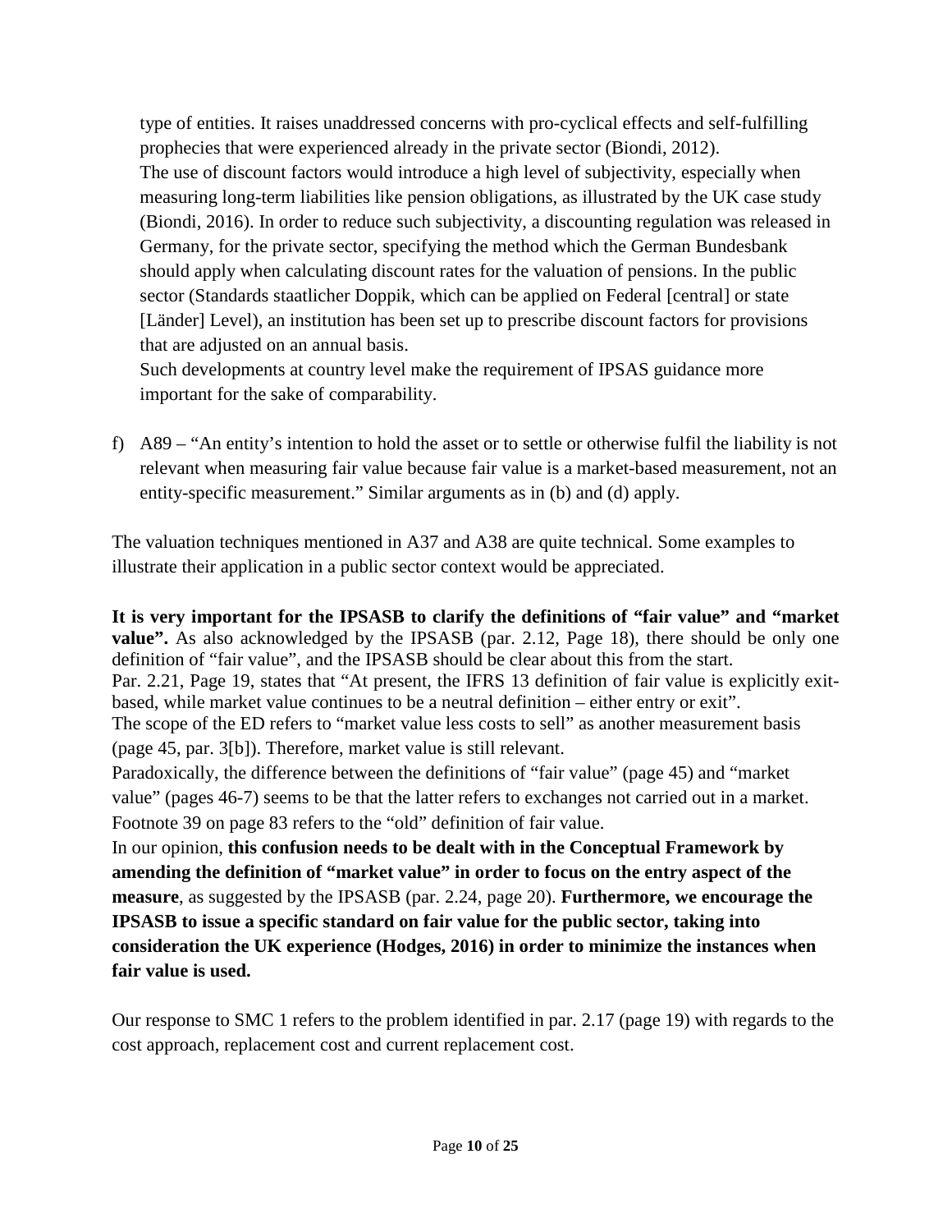type of entities. It raises unaddressed concerns with pro-cyclical effects and self-fulfilling prophecies that were experienced already in the private sector (Biondi, 2012).
The use of discount factors would introduce a high level of subjectivity, especially when measuring long-term liabilities like pension obligations, as illustrated by the UK case study (Biondi, 2016). In order to reduce such subjectivity, a discounting regulation was released in Germany, for the private sector, specifying the method which the German Bundesbank should apply when calculating discount rates for the valuation of pensions. In the public sector (Standards staatlicher Doppik, which can be applied on Federal [central] or state [Länder] Level), an institution has been set up to prescribe discount factors for provisions that are adjusted on an annual basis.
Such developments at country level make the requirement of IPSAS guidance more important for the sake of comparability.

f) A89 – "An entity's intention to hold the asset or to settle or otherwise fulfil the liability is not relevant when measuring fair value because fair value is a market-based measurement, not an entity-specific measurement." Similar arguments as in (b) and (d) apply.

The valuation techniques mentioned in A37 and A38 are quite technical. Some examples to illustrate their application in a public sector context would be appreciated.

**It is very important for the IPSASB to clarify the definitions of "fair value" and "market value".** As also acknowledged by the IPSASB (par. 2.12, Page 18), there should be only one definition of "fair value", and the IPSASB should be clear about this from the start.
Par. 2.21, Page 19, states that "At present, the IFRS 13 definition of fair value is explicitly exit-based, while market value continues to be a neutral definition – either entry or exit".
The scope of the ED refers to "market value less costs to sell" as another measurement basis (page 45, par. 3[b]). Therefore, market value is still relevant.
Paradoxically, the difference between the definitions of "fair value" (page 45) and "market value" (pages 46-7) seems to be that the latter refers to exchanges not carried out in a market.
Footnote 39 on page 83 refers to the "old" definition of fair value.
In our opinion, **this confusion needs to be dealt with in the Conceptual Framework by amending the definition of "market value" in order to focus on the entry aspect of the measure**, as suggested by the IPSASB (par. 2.24, page 20). **Furthermore, we encourage the IPSASB to issue a specific standard on fair value for the public sector, taking into consideration the UK experience (Hodges, 2016) in order to minimize the instances when fair value is used.**

Our response to SMC 1 refers to the problem identified in par. 2.17 (page 19) with regards to the cost approach, replacement cost and current replacement cost.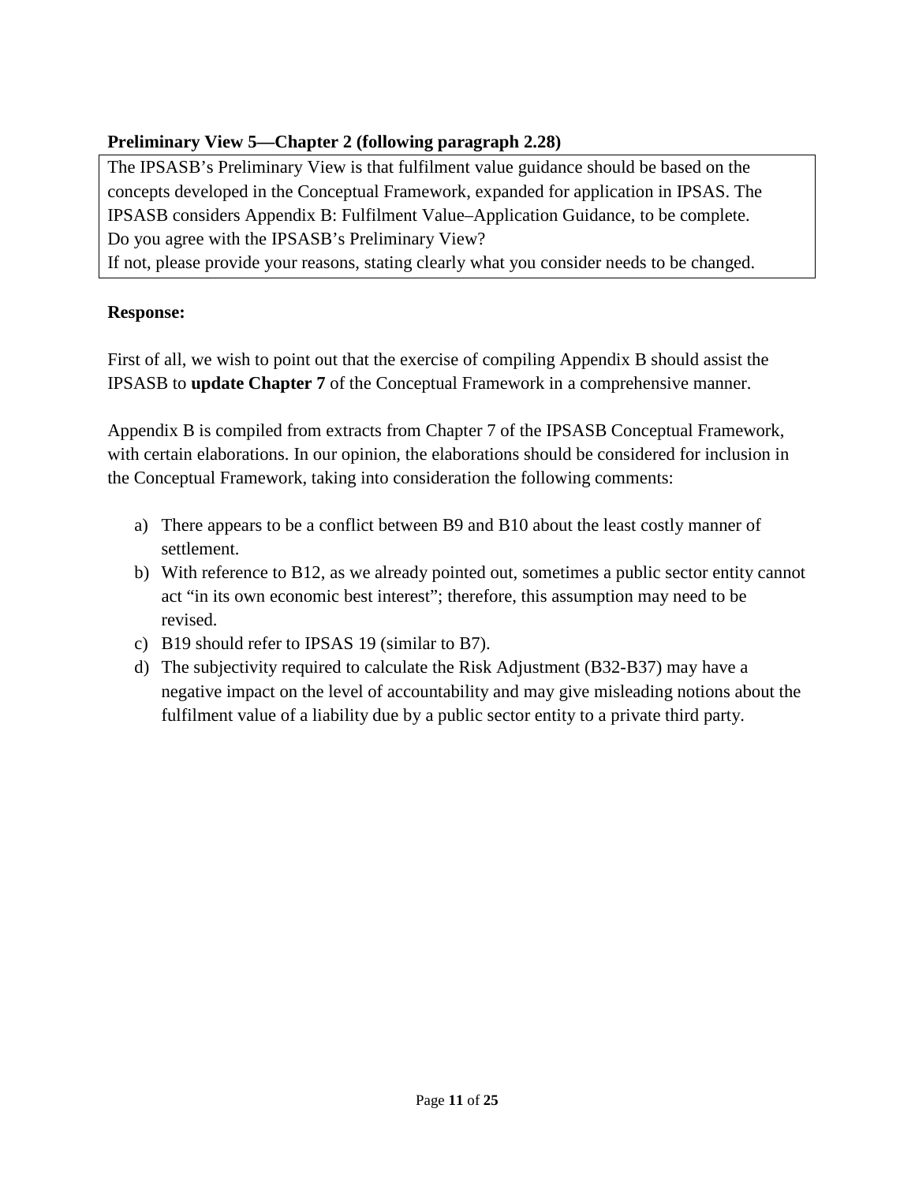**Preliminary View 5—Chapter 2 (following paragraph 2.28)**

> The IPSASB's Preliminary View is that fulfilment value guidance should be based on the concepts developed in the Conceptual Framework, expanded for application in IPSAS. The IPSASB considers Appendix B: Fulfilment Value–Application Guidance, to be complete.
> Do you agree with the IPSASB's Preliminary View?
> If not, please provide your reasons, stating clearly what you consider needs to be changed.

**Response:**

First of all, we wish to point out that the exercise of compiling Appendix B should assist the IPSASB to **update Chapter 7** of the Conceptual Framework in a comprehensive manner.

Appendix B is compiled from extracts from Chapter 7 of the IPSASB Conceptual Framework, with certain elaborations. In our opinion, the elaborations should be considered for inclusion in the Conceptual Framework, taking into consideration the following comments:

a) There appears to be a conflict between B9 and B10 about the least costly manner of settlement.
b) With reference to B12, as we already pointed out, sometimes a public sector entity cannot act "in its own economic best interest"; therefore, this assumption may need to be revised.
c) B19 should refer to IPSAS 19 (similar to B7).
d) The subjectivity required to calculate the Risk Adjustment (B32-B37) may have a negative impact on the level of accountability and may give misleading notions about the fulfilment value of a liability due by a public sector entity to a private third party.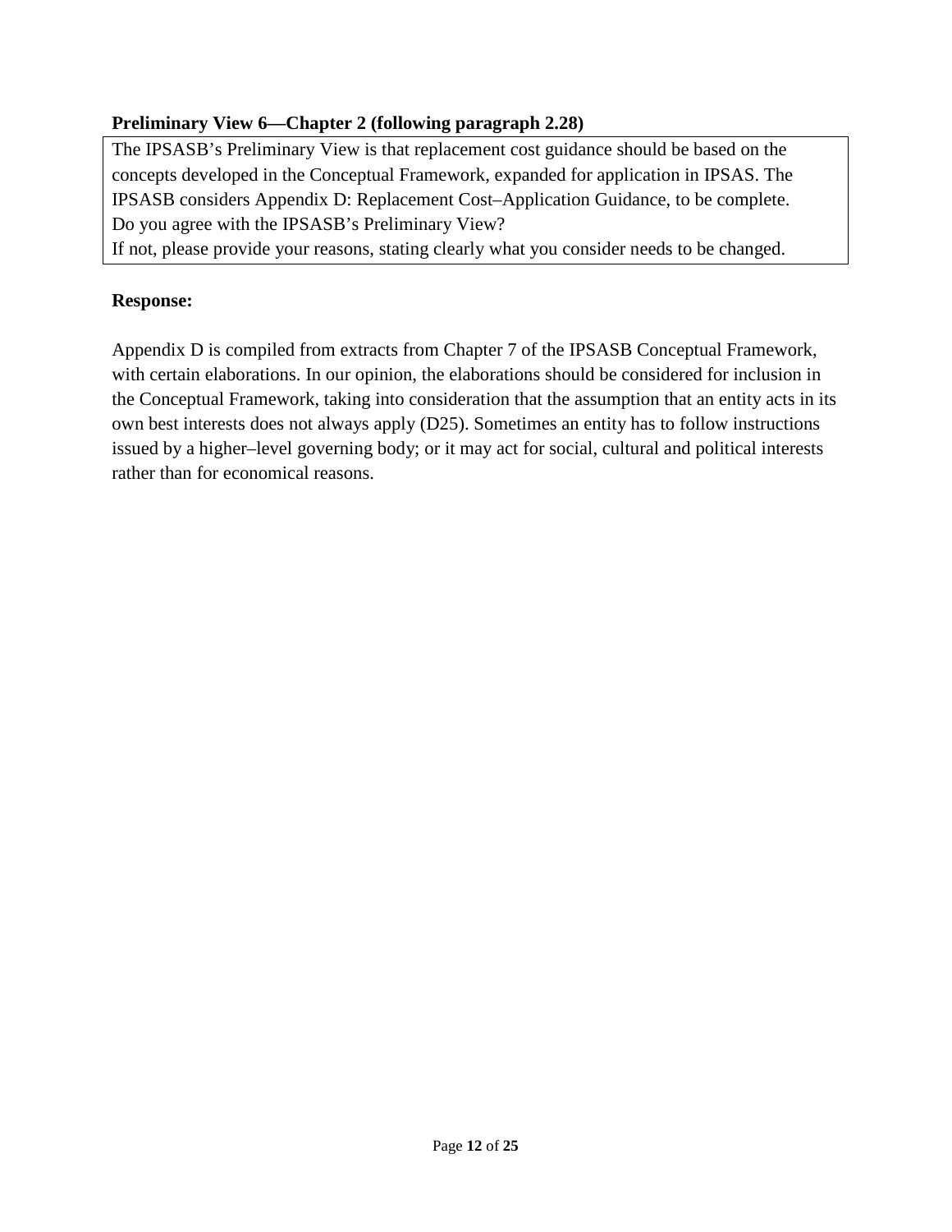**Preliminary View 6—Chapter 2 (following paragraph 2.28)**

| The IPSASB's Preliminary View is that replacement cost guidance should be based on the concepts developed in the Conceptual Framework, expanded for application in IPSAS. The IPSASB considers Appendix D: Replacement Cost–Application Guidance, to be complete. Do you agree with the IPSASB's Preliminary View? If not, please provide your reasons, stating clearly what you consider needs to be changed. |
|---|

**Response:**

Appendix D is compiled from extracts from Chapter 7 of the IPSASB Conceptual Framework, with certain elaborations. In our opinion, the elaborations should be considered for inclusion in the Conceptual Framework, taking into consideration that the assumption that an entity acts in its own best interests does not always apply (D25). Sometimes an entity has to follow instructions issued by a higher–level governing body; or it may act for social, cultural and political interests rather than for economical reasons.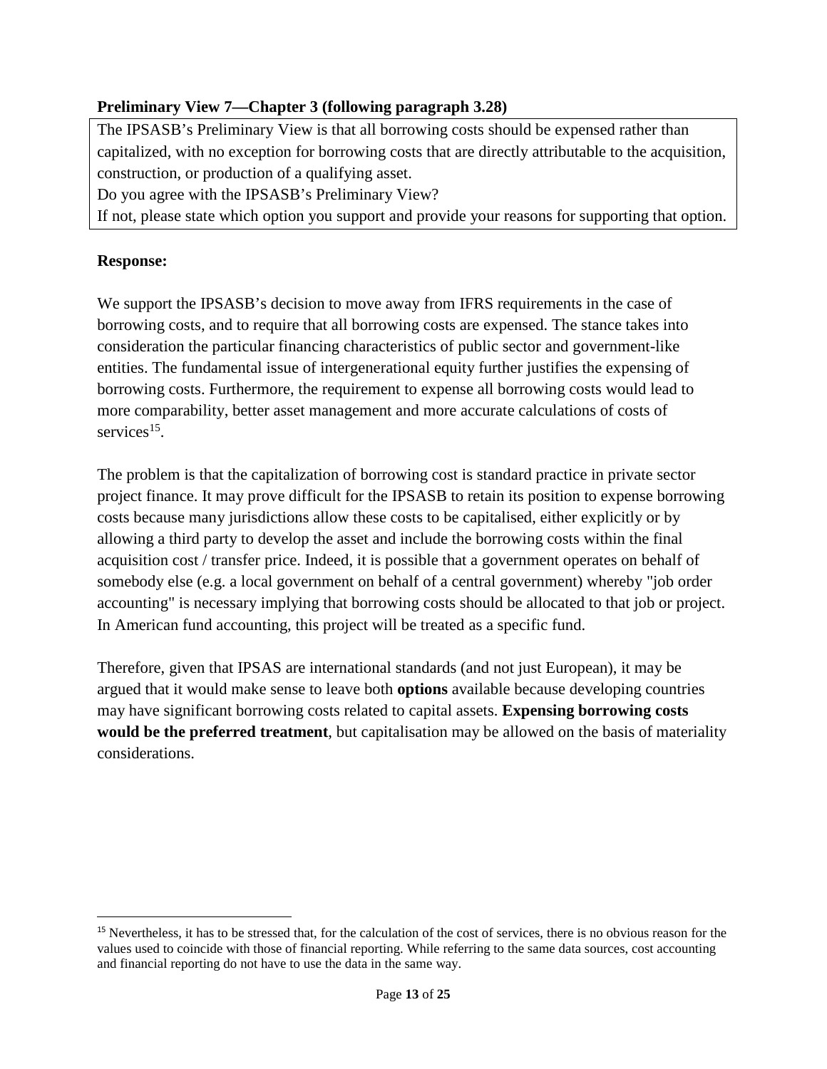**Preliminary View 7—Chapter 3 (following paragraph 3.28)**

The IPSASB's Preliminary View is that all borrowing costs should be expensed rather than capitalized, with no exception for borrowing costs that are directly attributable to the acquisition, construction, or production of a qualifying asset.

Do you agree with the IPSASB's Preliminary View?

If not, please state which option you support and provide your reasons for supporting that option.

**Response:**

We support the IPSASB's decision to move away from IFRS requirements in the case of borrowing costs, and to require that all borrowing costs are expensed. The stance takes into consideration the particular financing characteristics of public sector and government-like entities. The fundamental issue of intergenerational equity further justifies the expensing of borrowing costs. Furthermore, the requirement to expense all borrowing costs would lead to more comparability, better asset management and more accurate calculations of costs of services[15].

The problem is that the capitalization of borrowing cost is standard practice in private sector project finance. It may prove difficult for the IPSASB to retain its position to expense borrowing costs because many jurisdictions allow these costs to be capitalised, either explicitly or by allowing a third party to develop the asset and include the borrowing costs within the final acquisition cost / transfer price. Indeed, it is possible that a government operates on behalf of somebody else (e.g. a local government on behalf of a central government) whereby "job order accounting" is necessary implying that borrowing costs should be allocated to that job or project. In American fund accounting, this project will be treated as a specific fund.

Therefore, given that IPSAS are international standards (and not just European), it may be argued that it would make sense to leave both **options** available because developing countries may have significant borrowing costs related to capital assets. **Expensing borrowing costs would be the preferred treatment**, but capitalisation may be allowed on the basis of materiality considerations.

---

[15] Nevertheless, it has to be stressed that, for the calculation of the cost of services, there is no obvious reason for the values used to coincide with those of financial reporting. While referring to the same data sources, cost accounting and financial reporting do not have to use the data in the same way.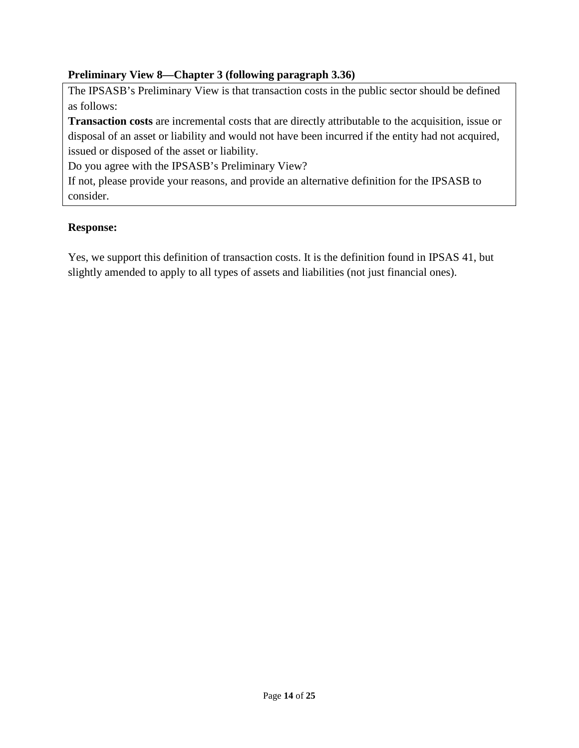**Preliminary View 8—Chapter 3 (following paragraph 3.36)**

> The IPSASB's Preliminary View is that transaction costs in the public sector should be defined as follows:
>
> **Transaction costs** are incremental costs that are directly attributable to the acquisition, issue or disposal of an asset or liability and would not have been incurred if the entity had not acquired, issued or disposed of the asset or liability.
>
> Do you agree with the IPSASB's Preliminary View?
>
> If not, please provide your reasons, and provide an alternative definition for the IPSASB to consider.

**Response:**

Yes, we support this definition of transaction costs. It is the definition found in IPSAS 41, but slightly amended to apply to all types of assets and liabilities (not just financial ones).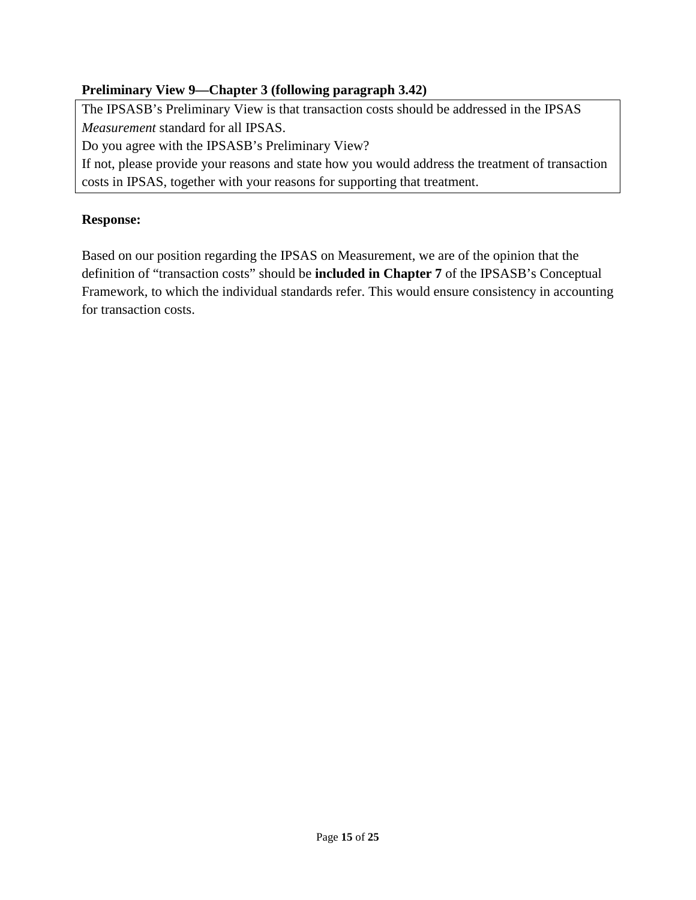**Preliminary View 9—Chapter 3 (following paragraph 3.42)**

> The IPSASB's Preliminary View is that transaction costs should be addressed in the IPSAS *Measurement* standard for all IPSAS.
> Do you agree with the IPSASB's Preliminary View?
> If not, please provide your reasons and state how you would address the treatment of transaction costs in IPSAS, together with your reasons for supporting that treatment.

**Response:**

Based on our position regarding the IPSAS on Measurement, we are of the opinion that the definition of "transaction costs" should be **included in Chapter 7** of the IPSASB's Conceptual Framework, to which the individual standards refer. This would ensure consistency in accounting for transaction costs.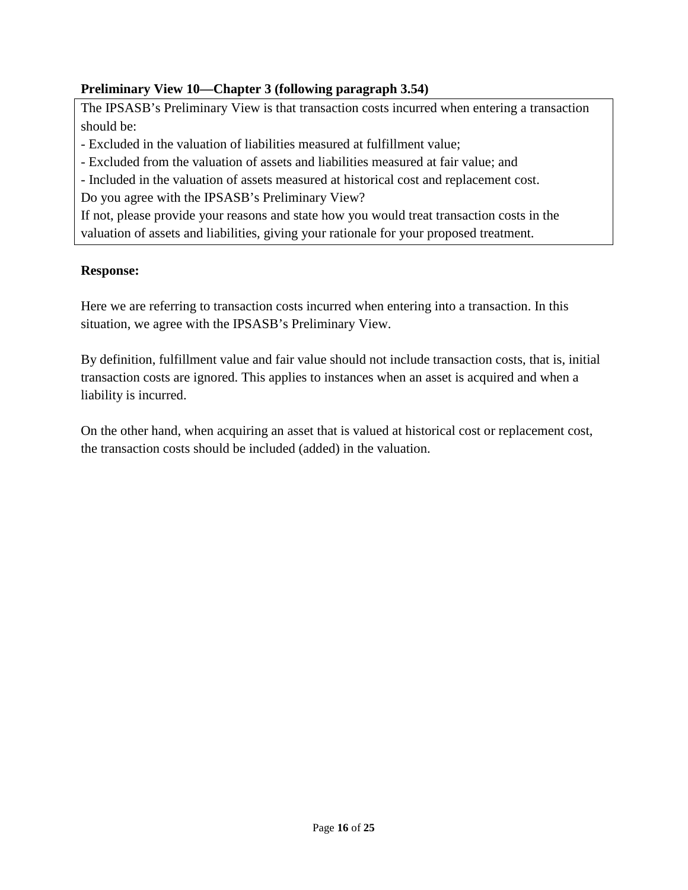**Preliminary View 10—Chapter 3 (following paragraph 3.54)**

| The IPSASB's Preliminary View is that transaction costs incurred when entering a transaction should be:<br>- Excluded in the valuation of liabilities measured at fulfillment value;<br>- Excluded from the valuation of assets and liabilities measured at fair value; and<br>- Included in the valuation of assets measured at historical cost and replacement cost.<br>Do you agree with the IPSASB's Preliminary View?<br>If not, please provide your reasons and state how you would treat transaction costs in the valuation of assets and liabilities, giving your rationale for your proposed treatment. |
|---|

**Response:**

Here we are referring to transaction costs incurred when entering into a transaction. In this situation, we agree with the IPSASB's Preliminary View.

By definition, fulfillment value and fair value should not include transaction costs, that is, initial transaction costs are ignored. This applies to instances when an asset is acquired and when a liability is incurred.

On the other hand, when acquiring an asset that is valued at historical cost or replacement cost, the transaction costs should be included (added) in the valuation.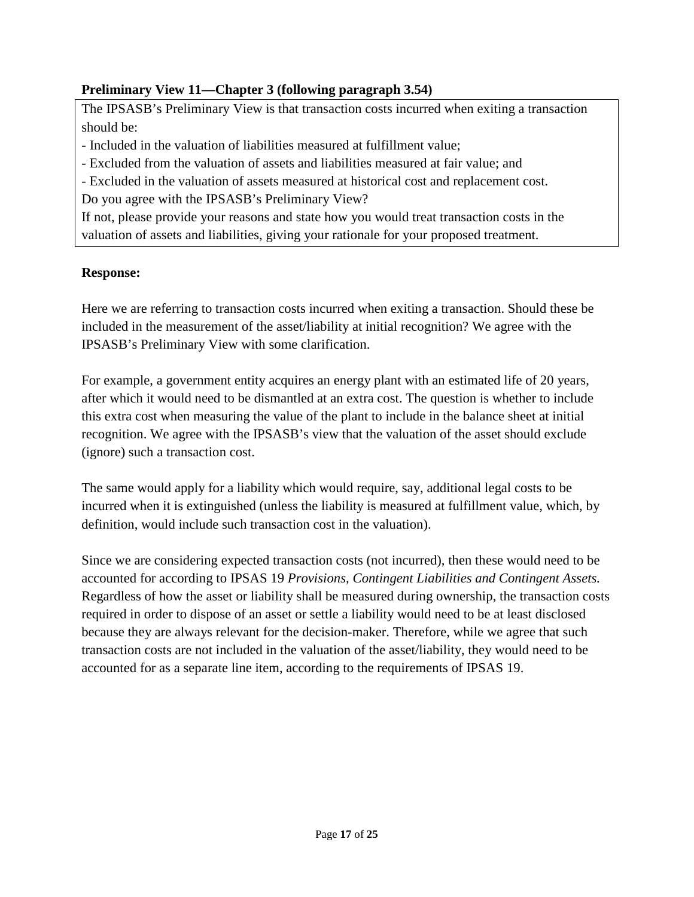**Preliminary View 11—Chapter 3 (following paragraph 3.54)**

The IPSASB's Preliminary View is that transaction costs incurred when exiting a transaction should be:

- Included in the valuation of liabilities measured at fulfillment value;
- Excluded from the valuation of assets and liabilities measured at fair value; and
- Excluded in the valuation of assets measured at historical cost and replacement cost.

Do you agree with the IPSASB's Preliminary View?

If not, please provide your reasons and state how you would treat transaction costs in the valuation of assets and liabilities, giving your rationale for your proposed treatment.

**Response:**

Here we are referring to transaction costs incurred when exiting a transaction. Should these be included in the measurement of the asset/liability at initial recognition? We agree with the IPSASB's Preliminary View with some clarification.

For example, a government entity acquires an energy plant with an estimated life of 20 years, after which it would need to be dismantled at an extra cost. The question is whether to include this extra cost when measuring the value of the plant to include in the balance sheet at initial recognition. We agree with the IPSASB's view that the valuation of the asset should exclude (ignore) such a transaction cost.

The same would apply for a liability which would require, say, additional legal costs to be incurred when it is extinguished (unless the liability is measured at fulfillment value, which, by definition, would include such transaction cost in the valuation).

Since we are considering expected transaction costs (not incurred), then these would need to be accounted for according to IPSAS 19 *Provisions, Contingent Liabilities and Contingent Assets.* Regardless of how the asset or liability shall be measured during ownership, the transaction costs required in order to dispose of an asset or settle a liability would need to be at least disclosed because they are always relevant for the decision-maker. Therefore, while we agree that such transaction costs are not included in the valuation of the asset/liability, they would need to be accounted for as a separate line item, according to the requirements of IPSAS 19.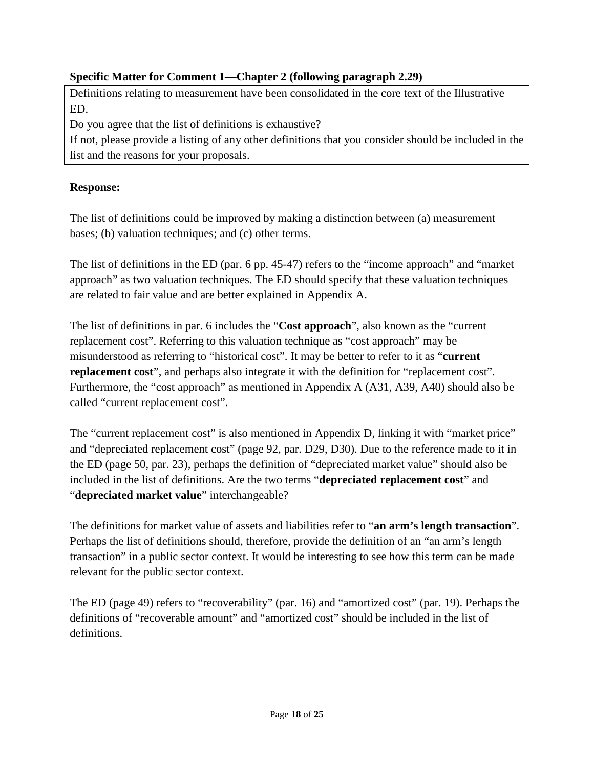**Specific Matter for Comment 1—Chapter 2 (following paragraph 2.29)**

> Definitions relating to measurement have been consolidated in the core text of the Illustrative ED.
>
> Do you agree that the list of definitions is exhaustive?
>
> If not, please provide a listing of any other definitions that you consider should be included in the list and the reasons for your proposals.

**Response:**

The list of definitions could be improved by making a distinction between (a) measurement bases; (b) valuation techniques; and (c) other terms.

The list of definitions in the ED (par. 6 pp. 45-47) refers to the "income approach" and "market approach" as two valuation techniques. The ED should specify that these valuation techniques are related to fair value and are better explained in Appendix A.

The list of definitions in par. 6 includes the "**Cost approach**", also known as the "current replacement cost". Referring to this valuation technique as "cost approach" may be misunderstood as referring to "historical cost". It may be better to refer to it as "**current replacement cost**", and perhaps also integrate it with the definition for "replacement cost". Furthermore, the "cost approach" as mentioned in Appendix A (A31, A39, A40) should also be called "current replacement cost".

The "current replacement cost" is also mentioned in Appendix D, linking it with "market price" and "depreciated replacement cost" (page 92, par. D29, D30). Due to the reference made to it in the ED (page 50, par. 23), perhaps the definition of "depreciated market value" should also be included in the list of definitions. Are the two terms "**depreciated replacement cost**" and "**depreciated market value**" interchangeable?

The definitions for market value of assets and liabilities refer to "**an arm's length transaction**". Perhaps the list of definitions should, therefore, provide the definition of an "an arm's length transaction" in a public sector context. It would be interesting to see how this term can be made relevant for the public sector context.

The ED (page 49) refers to "recoverability" (par. 16) and "amortized cost" (par. 19). Perhaps the definitions of "recoverable amount" and "amortized cost" should be included in the list of definitions.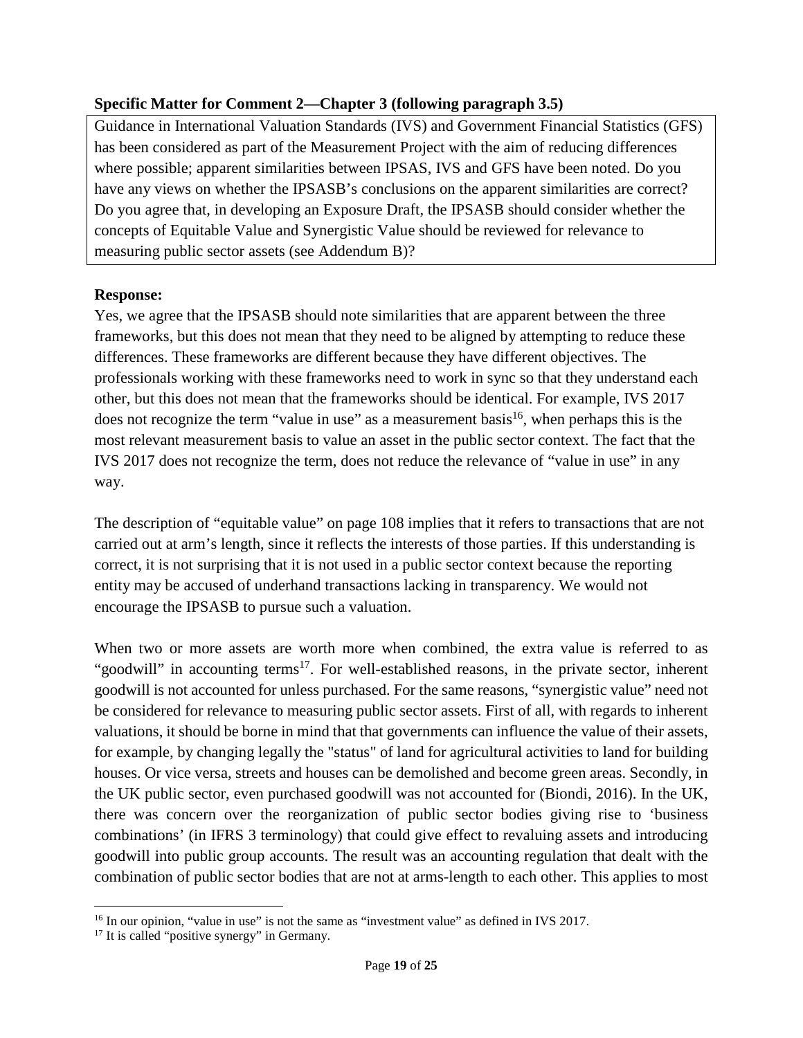**Specific Matter for Comment 2—Chapter 3 (following paragraph 3.5)**

Guidance in International Valuation Standards (IVS) and Government Financial Statistics (GFS) has been considered as part of the Measurement Project with the aim of reducing differences where possible; apparent similarities between IPSAS, IVS and GFS have been noted. Do you have any views on whether the IPSASB's conclusions on the apparent similarities are correct? Do you agree that, in developing an Exposure Draft, the IPSASB should consider whether the concepts of Equitable Value and Synergistic Value should be reviewed for relevance to measuring public sector assets (see Addendum B)?

**Response:**

Yes, we agree that the IPSASB should note similarities that are apparent between the three frameworks, but this does not mean that they need to be aligned by attempting to reduce these differences. These frameworks are different because they have different objectives. The professionals working with these frameworks need to work in sync so that they understand each other, but this does not mean that the frameworks should be identical. For example, IVS 2017 does not recognize the term "value in use" as a measurement basis[16], when perhaps this is the most relevant measurement basis to value an asset in the public sector context. The fact that the IVS 2017 does not recognize the term, does not reduce the relevance of "value in use" in any way.

The description of "equitable value" on page 108 implies that it refers to transactions that are not carried out at arm's length, since it reflects the interests of those parties. If this understanding is correct, it is not surprising that it is not used in a public sector context because the reporting entity may be accused of underhand transactions lacking in transparency. We would not encourage the IPSASB to pursue such a valuation.

When two or more assets are worth more when combined, the extra value is referred to as "goodwill" in accounting terms[17]. For well-established reasons, in the private sector, inherent goodwill is not accounted for unless purchased. For the same reasons, "synergistic value" need not be considered for relevance to measuring public sector assets. First of all, with regards to inherent valuations, it should be borne in mind that that governments can influence the value of their assets, for example, by changing legally the "status" of land for agricultural activities to land for building houses. Or vice versa, streets and houses can be demolished and become green areas. Secondly, in the UK public sector, even purchased goodwill was not accounted for (Biondi, 2016). In the UK, there was concern over the reorganization of public sector bodies giving rise to 'business combinations' (in IFRS 3 terminology) that could give effect to revaluing assets and introducing goodwill into public group accounts. The result was an accounting regulation that dealt with the combination of public sector bodies that are not at arms-length to each other. This applies to most

---

[16] In our opinion, "value in use" is not the same as "investment value" as defined in IVS 2017.

[17] It is called "positive synergy" in Germany.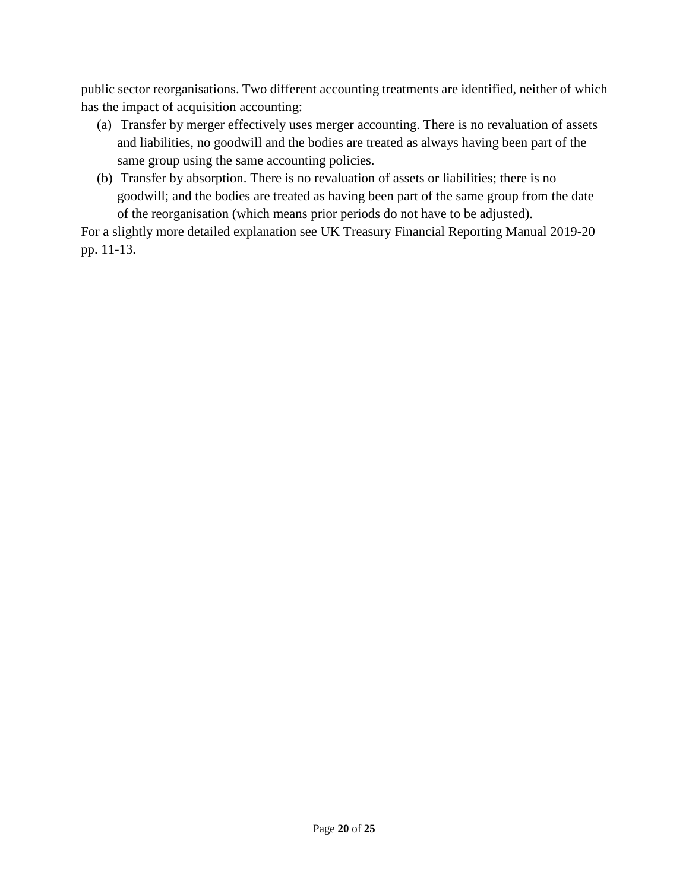public sector reorganisations. Two different accounting treatments are identified, neither of which has the impact of acquisition accounting:

(a) Transfer by merger effectively uses merger accounting. There is no revaluation of assets and liabilities, no goodwill and the bodies are treated as always having been part of the same group using the same accounting policies.

(b) Transfer by absorption. There is no revaluation of assets or liabilities; there is no goodwill; and the bodies are treated as having been part of the same group from the date of the reorganisation (which means prior periods do not have to be adjusted).

For a slightly more detailed explanation see UK Treasury Financial Reporting Manual 2019-20 pp. 11-13.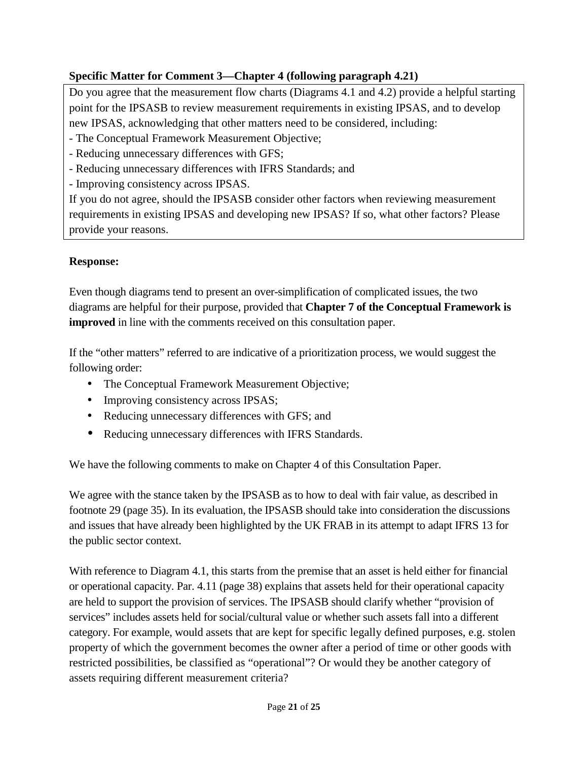**Specific Matter for Comment 3—Chapter 4 (following paragraph 4.21)**

Do you agree that the measurement flow charts (Diagrams 4.1 and 4.2) provide a helpful starting point for the IPSASB to review measurement requirements in existing IPSAS, and to develop new IPSAS, acknowledging that other matters need to be considered, including:
- The Conceptual Framework Measurement Objective;
- Reducing unnecessary differences with GFS;
- Reducing unnecessary differences with IFRS Standards; and
- Improving consistency across IPSAS.

If you do not agree, should the IPSASB consider other factors when reviewing measurement requirements in existing IPSAS and developing new IPSAS? If so, what other factors? Please provide your reasons.

**Response:**

Even though diagrams tend to present an over-simplification of complicated issues, the two diagrams are helpful for their purpose, provided that **Chapter 7 of the Conceptual Framework is improved** in line with the comments received on this consultation paper.

If the "other matters" referred to are indicative of a prioritization process, we would suggest the following order:

- The Conceptual Framework Measurement Objective;
- Improving consistency across IPSAS;
- Reducing unnecessary differences with GFS; and
- Reducing unnecessary differences with IFRS Standards.

We have the following comments to make on Chapter 4 of this Consultation Paper.

We agree with the stance taken by the IPSASB as to how to deal with fair value, as described in footnote 29 (page 35). In its evaluation, the IPSASB should take into consideration the discussions and issues that have already been highlighted by the UK FRAB in its attempt to adapt IFRS 13 for the public sector context.

With reference to Diagram 4.1, this starts from the premise that an asset is held either for financial or operational capacity. Par. 4.11 (page 38) explains that assets held for their operational capacity are held to support the provision of services. The IPSASB should clarify whether "provision of services" includes assets held for social/cultural value or whether such assets fall into a different category. For example, would assets that are kept for specific legally defined purposes, e.g. stolen property of which the government becomes the owner after a period of time or other goods with restricted possibilities, be classified as "operational"? Or would they be another category of assets requiring different measurement criteria?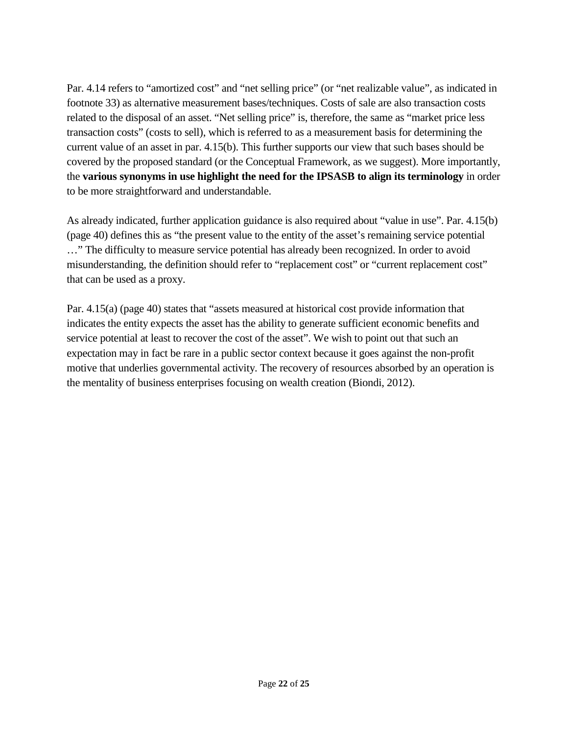Par. 4.14 refers to "amortized cost" and "net selling price" (or "net realizable value", as indicated in footnote 33) as alternative measurement bases/techniques. Costs of sale are also transaction costs related to the disposal of an asset. "Net selling price" is, therefore, the same as "market price less transaction costs" (costs to sell), which is referred to as a measurement basis for determining the current value of an asset in par. 4.15(b). This further supports our view that such bases should be covered by the proposed standard (or the Conceptual Framework, as we suggest). More importantly, the **various synonyms in use highlight the need for the IPSASB to align its terminology** in order to be more straightforward and understandable.

As already indicated, further application guidance is also required about "value in use". Par. 4.15(b) (page 40) defines this as "the present value to the entity of the asset's remaining service potential …" The difficulty to measure service potential has already been recognized. In order to avoid misunderstanding, the definition should refer to "replacement cost" or "current replacement cost" that can be used as a proxy.

Par. 4.15(a) (page 40) states that "assets measured at historical cost provide information that indicates the entity expects the asset has the ability to generate sufficient economic benefits and service potential at least to recover the cost of the asset". We wish to point out that such an expectation may in fact be rare in a public sector context because it goes against the non-profit motive that underlies governmental activity. The recovery of resources absorbed by an operation is the mentality of business enterprises focusing on wealth creation (Biondi, 2012).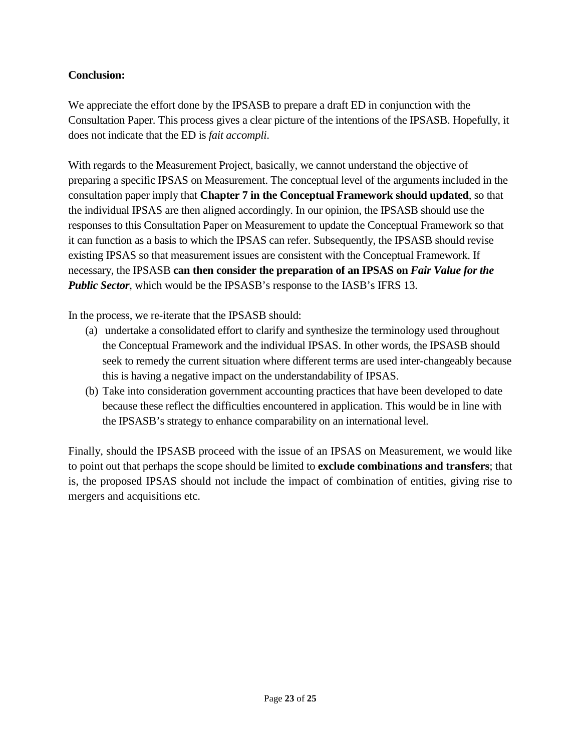**Conclusion:**

We appreciate the effort done by the IPSASB to prepare a draft ED in conjunction with the Consultation Paper. This process gives a clear picture of the intentions of the IPSASB. Hopefully, it does not indicate that the ED is *fait accompli.*

With regards to the Measurement Project, basically, we cannot understand the objective of preparing a specific IPSAS on Measurement. The conceptual level of the arguments included in the consultation paper imply that **Chapter 7 in the Conceptual Framework should updated**, so that the individual IPSAS are then aligned accordingly. In our opinion, the IPSASB should use the responses to this Consultation Paper on Measurement to update the Conceptual Framework so that it can function as a basis to which the IPSAS can refer. Subsequently, the IPSASB should revise existing IPSAS so that measurement issues are consistent with the Conceptual Framework. If necessary, the IPSASB **can then consider the preparation of an IPSAS on *Fair Value for the Public Sector***, which would be the IPSASB's response to the IASB's IFRS 13.

In the process, we re-iterate that the IPSASB should:

(a) undertake a consolidated effort to clarify and synthesize the terminology used throughout the Conceptual Framework and the individual IPSAS. In other words, the IPSASB should seek to remedy the current situation where different terms are used inter-changeably because this is having a negative impact on the understandability of IPSAS.

(b) Take into consideration government accounting practices that have been developed to date because these reflect the difficulties encountered in application. This would be in line with the IPSASB's strategy to enhance comparability on an international level.

Finally, should the IPSASB proceed with the issue of an IPSAS on Measurement, we would like to point out that perhaps the scope should be limited to **exclude combinations and transfers**; that is, the proposed IPSAS should not include the impact of combination of entities, giving rise to mergers and acquisitions etc.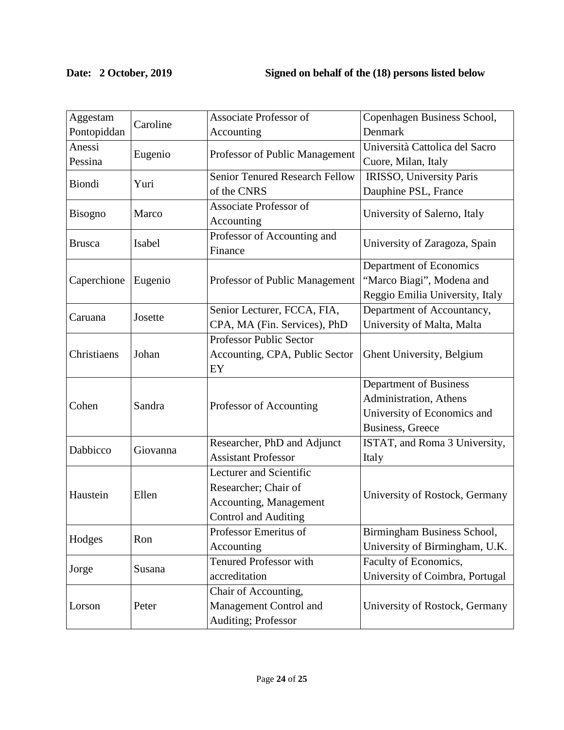**Date: 2 October, 2019** **Signed on behalf of the (18) persons listed below**

| | | | |
|---|---|---|---|
| Aggestam Pontopiddan | Caroline | Associate Professor of Accounting | Copenhagen Business School, Denmark |
| Anessi Pessina | Eugenio | Professor of Public Management | Università Cattolica del Sacro Cuore, Milan, Italy |
| Biondi | Yuri | Senior Tenured Research Fellow of the CNRS | IRISSO, University Paris Dauphine PSL, France |
| Bisogno | Marco | Associate Professor of Accounting | University of Salerno, Italy |
| Brusca | Isabel | Professor of Accounting and Finance | University of Zaragoza, Spain |
| Caperchione | Eugenio | Professor of Public Management | Department of Economics “Marco Biagi”, Modena and Reggio Emilia University, Italy |
| Caruana | Josette | Senior Lecturer, FCCA, FIA, CPA, MA (Fin. Services), PhD | Department of Accountancy, University of Malta, Malta |
| Christiaens | Johan | Professor Public Sector Accounting, CPA, Public Sector EY | Ghent University, Belgium |
| Cohen | Sandra | Professor of Accounting | Department of Business Administration, Athens University of Economics and Business, Greece |
| Dabbicco | Giovanna | Researcher, PhD and Adjunct Assistant Professor | ISTAT, and Roma 3 University, Italy |
| Haustein | Ellen | Lecturer and Scientific Researcher; Chair of Accounting, Management Control and Auditing | University of Rostock, Germany |
| Hodges | Ron | Professor Emeritus of Accounting | Birmingham Business School, University of Birmingham, U.K. |
| Jorge | Susana | Tenured Professor with accreditation | Faculty of Economics, University of Coimbra, Portugal |
| Lorson | Peter | Chair of Accounting, Management Control and Auditing; Professor | University of Rostock, Germany |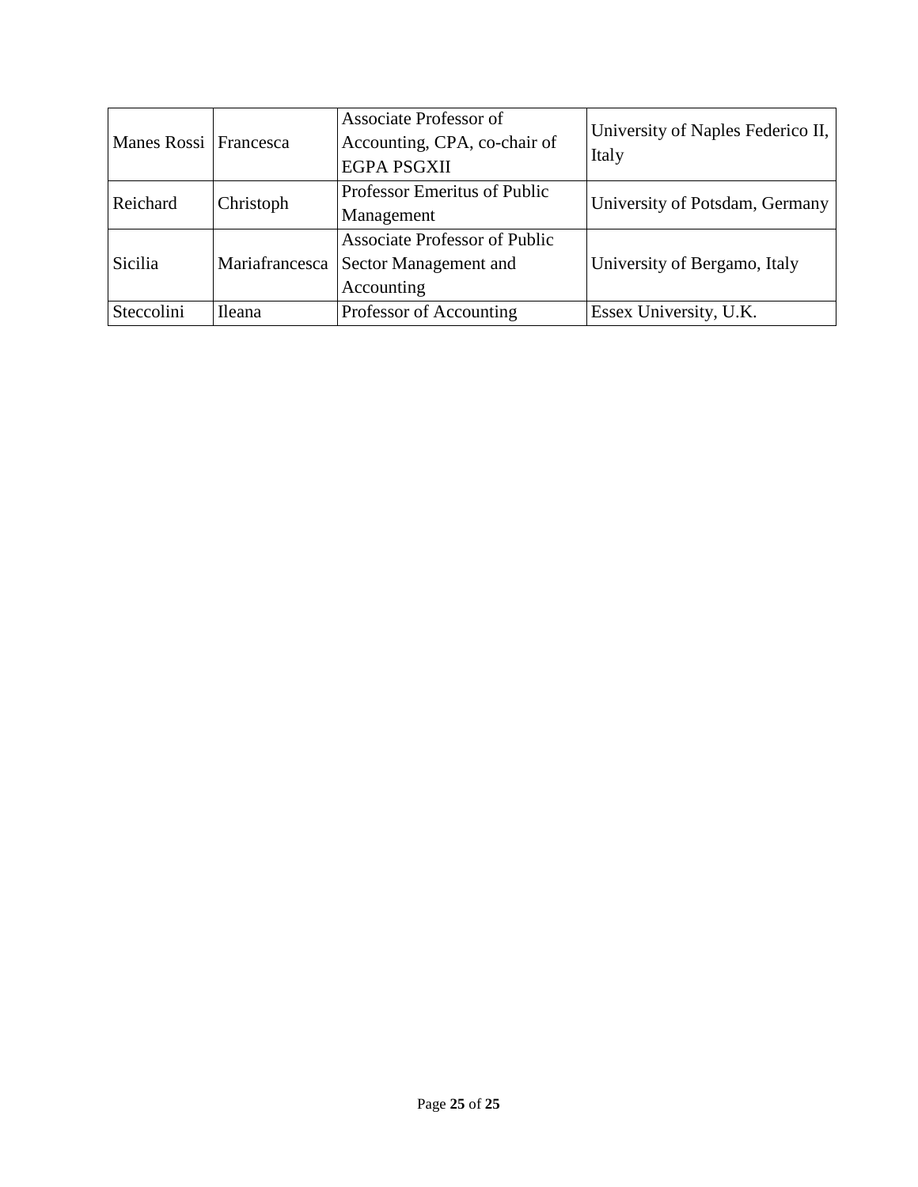| | | | |
|---|---|---|---|
| Manes Rossi | Francesca | Associate Professor of Accounting, CPA, co-chair of EGPA PSGXII | University of Naples Federico II, Italy |
| Reichard | Christoph | Professor Emeritus of Public Management | University of Potsdam, Germany |
| Sicilia | Mariafrancesca | Associate Professor of Public Sector Management and Accounting | University of Bergamo, Italy |
| Steccolini | Ileana | Professor of Accounting | Essex University, U.K. |